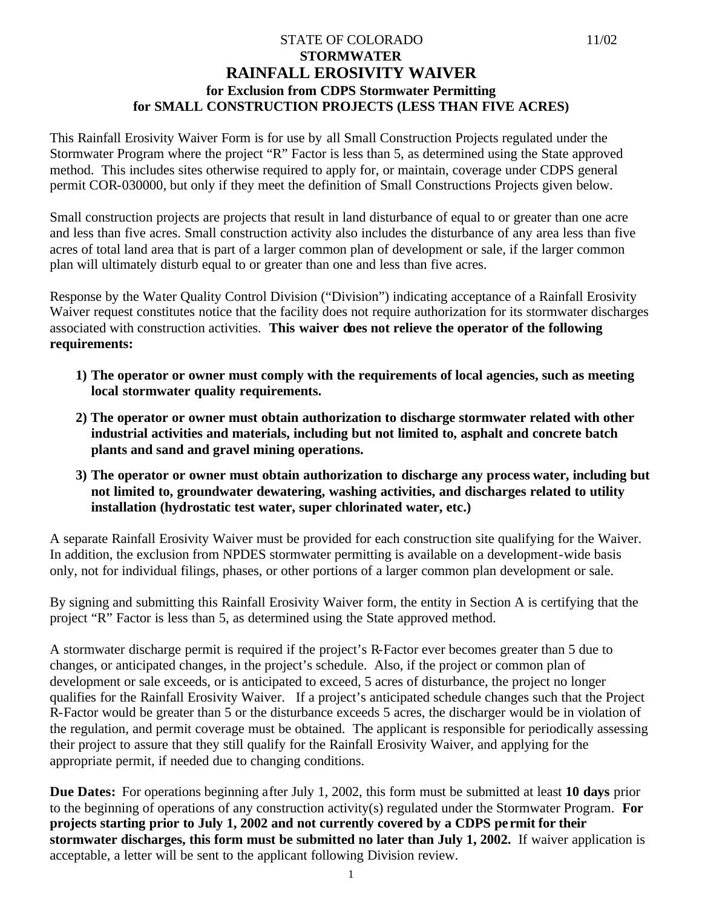STATE OF COLORADO 11/02

# STORMWATER
# RAINFALL EROSIVITY WAIVER
## for Exclusion from CDPS Stormwater Permitting for SMALL CONSTRUCTION PROJECTS (LESS THAN FIVE ACRES)

This Rainfall Erosivity Waiver Form is for use by all Small Construction Projects regulated under the Stormwater Program where the project "R" Factor is less than 5, as determined using the State approved method. This includes sites otherwise required to apply for, or maintain, coverage under CDPS general permit COR-030000, but only if they meet the definition of Small Constructions Projects given below.

Small construction projects are projects that result in land disturbance of equal to or greater than one acre and less than five acres. Small construction activity also includes the disturbance of any area less than five acres of total land area that is part of a larger common plan of development or sale, if the larger common plan will ultimately disturb equal to or greater than one and less than five acres.

Response by the Water Quality Control Division ("Division") indicating acceptance of a Rainfall Erosivity Waiver request constitutes notice that the facility does not require authorization for its stormwater discharges associated with construction activities. **This waiver does not relieve the operator of the following requirements:**

1) **The operator or owner must comply with the requirements of local agencies, such as meeting local stormwater quality requirements.**
2) **The operator or owner must obtain authorization to discharge stormwater related with other industrial activities and materials, including but not limited to, asphalt and concrete batch plants and sand and gravel mining operations.**
3) **The operator or owner must obtain authorization to discharge any process water, including but not limited to, groundwater dewatering, washing activities, and discharges related to utility installation (hydrostatic test water, super chlorinated water, etc.)**

A separate Rainfall Erosivity Waiver must be provided for each construction site qualifying for the Waiver. In addition, the exclusion from NPDES stormwater permitting is available on a development-wide basis only, not for individual filings, phases, or other portions of a larger common plan development or sale.

By signing and submitting this Rainfall Erosivity Waiver form, the entity in Section A is certifying that the project "R" Factor is less than 5, as determined using the State approved method.

A stormwater discharge permit is required if the project's R-Factor ever becomes greater than 5 due to changes, or anticipated changes, in the project's schedule. Also, if the project or common plan of development or sale exceeds, or is anticipated to exceed, 5 acres of disturbance, the project no longer qualifies for the Rainfall Erosivity Waiver. If a project's anticipated schedule changes such that the Project R-Factor would be greater than 5 or the disturbance exceeds 5 acres, the discharger would be in violation of the regulation, and permit coverage must be obtained. The applicant is responsible for periodically assessing their project to assure that they still qualify for the Rainfall Erosivity Waiver, and applying for the appropriate permit, if needed due to changing conditions.

**Due Dates:** For operations beginning after July 1, 2002, this form must be submitted at least **10 days** prior to the beginning of operations of any construction activity(s) regulated under the Stormwater Program. **For projects starting prior to July 1, 2002 and not currently covered by a CDPS permit for their stormwater discharges, this form must be submitted no later than July 1, 2002.** If waiver application is acceptable, a letter will be sent to the applicant following Division review.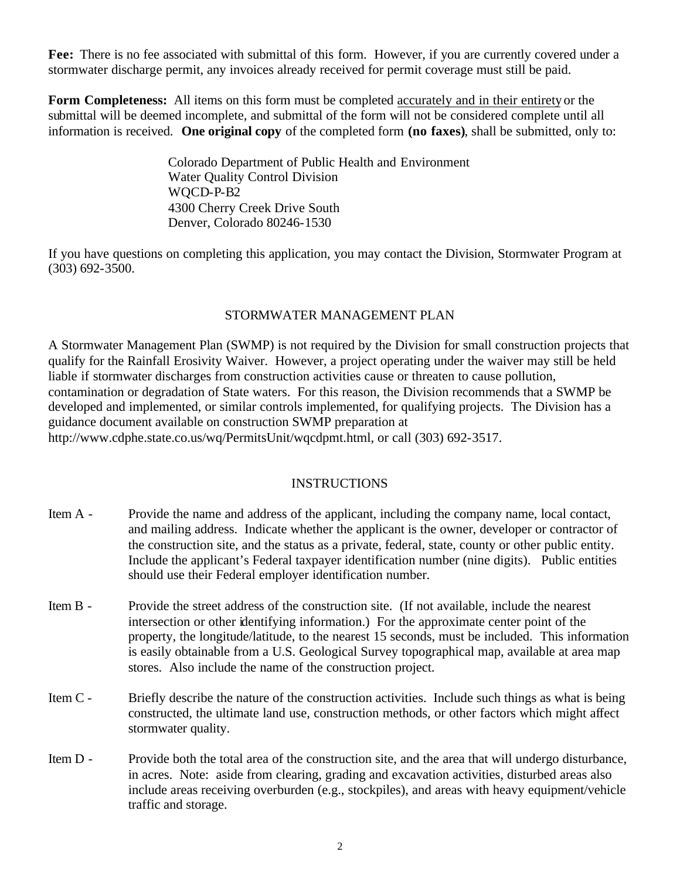**Fee:** There is no fee associated with submittal of this form. However, if you are currently covered under a stormwater discharge permit, any invoices already received for permit coverage must still be paid.

**Form Completeness:** All items on this form must be completed <u>accurately and in their entirety</u> or the submittal will be deemed incomplete, and submittal of the form will not be considered complete until all information is received. **One original copy** of the completed form **(no faxes)**, shall be submitted, only to:

> Colorado Department of Public Health and Environment
> Water Quality Control Division
> WQCD-P-B2
> 4300 Cherry Creek Drive South
> Denver, Colorado 80246-1530

If you have questions on completing this application, you may contact the Division, Stormwater Program at (303) 692-3500.

## STORMWATER MANAGEMENT PLAN

A Stormwater Management Plan (SWMP) is not required by the Division for small construction projects that qualify for the Rainfall Erosivity Waiver. However, a project operating under the waiver may still be held liable if stormwater discharges from construction activities cause or threaten to cause pollution, contamination or degradation of State waters. For this reason, the Division recommends that a SWMP be developed and implemented, or similar controls implemented, for qualifying projects. The Division has a guidance document available on construction SWMP preparation at http://www.cdphe.state.co.us/wq/PermitsUnit/wqcdpmt.html, or call (303) 692-3517.

## INSTRUCTIONS

Item A - Provide the name and address of the applicant, including the company name, local contact, and mailing address. Indicate whether the applicant is the owner, developer or contractor of the construction site, and the status as a private, federal, state, county or other public entity. Include the applicant's Federal taxpayer identification number (nine digits). Public entities should use their Federal employer identification number.

Item B - Provide the street address of the construction site. (If not available, include the nearest intersection or other identifying information.) For the approximate center point of the property, the longitude/latitude, to the nearest 15 seconds, must be included. This information is easily obtainable from a U.S. Geological Survey topographical map, available at area map stores. Also include the name of the construction project.

Item C - Briefly describe the nature of the construction activities. Include such things as what is being constructed, the ultimate land use, construction methods, or other factors which might affect stormwater quality.

Item D - Provide both the total area of the construction site, and the area that will undergo disturbance, in acres. Note: aside from clearing, grading and excavation activities, disturbed areas also include areas receiving overburden (e.g., stockpiles), and areas with heavy equipment/vehicle traffic and storage.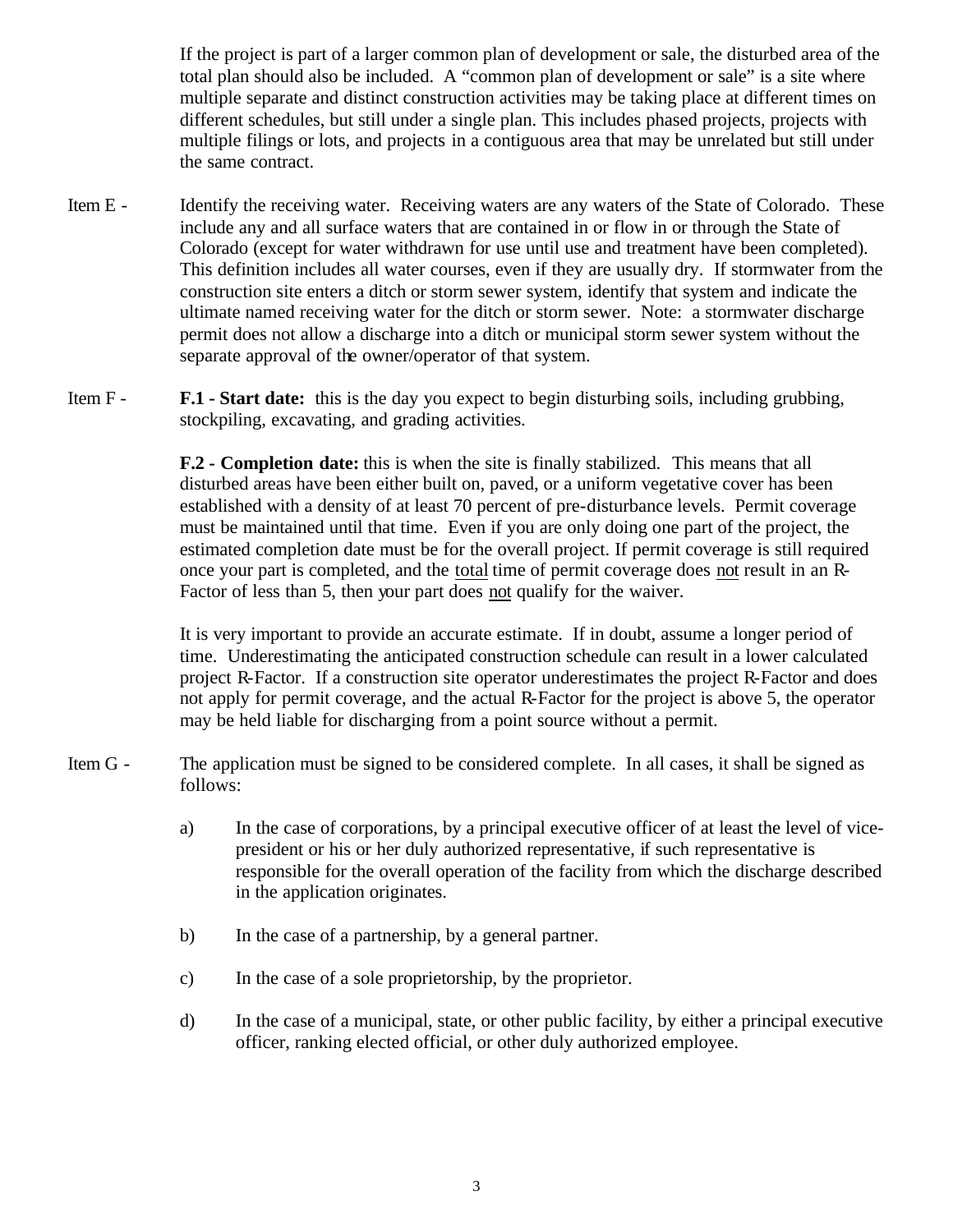If the project is part of a larger common plan of development or sale, the disturbed area of the total plan should also be included. A "common plan of development or sale" is a site where multiple separate and distinct construction activities may be taking place at different times on different schedules, but still under a single plan. This includes phased projects, projects with multiple filings or lots, and projects in a contiguous area that may be unrelated but still under the same contract.

Item E - Identify the receiving water. Receiving waters are any waters of the State of Colorado. These include any and all surface waters that are contained in or flow in or through the State of Colorado (except for water withdrawn for use until use and treatment have been completed). This definition includes all water courses, even if they are usually dry. If stormwater from the construction site enters a ditch or storm sewer system, identify that system and indicate the ultimate named receiving water for the ditch or storm sewer. Note: a stormwater discharge permit does not allow a discharge into a ditch or municipal storm sewer system without the separate approval of the owner/operator of that system.

Item F - **F.1 - Start date:** this is the day you expect to begin disturbing soils, including grubbing, stockpiling, excavating, and grading activities.

**F.2 - Completion date:** this is when the site is finally stabilized. This means that all disturbed areas have been either built on, paved, or a uniform vegetative cover has been established with a density of at least 70 percent of pre-disturbance levels. Permit coverage must be maintained until that time. Even if you are only doing one part of the project, the estimated completion date must be for the overall project. If permit coverage is still required once your part is completed, and the <u>total</u> time of permit coverage does <u>not</u> result in an R-Factor of less than 5, then your part does <u>not</u> qualify for the waiver.

It is very important to provide an accurate estimate. If in doubt, assume a longer period of time. Underestimating the anticipated construction schedule can result in a lower calculated project R-Factor. If a construction site operator underestimates the project R-Factor and does not apply for permit coverage, and the actual R-Factor for the project is above 5, the operator may be held liable for discharging from a point source without a permit.

Item G - The application must be signed to be considered complete. In all cases, it shall be signed as follows:

a) In the case of corporations, by a principal executive officer of at least the level of vice-president or his or her duly authorized representative, if such representative is responsible for the overall operation of the facility from which the discharge described in the application originates.

b) In the case of a partnership, by a general partner.

c) In the case of a sole proprietorship, by the proprietor.

d) In the case of a municipal, state, or other public facility, by either a principal executive officer, ranking elected official, or other duly authorized employee.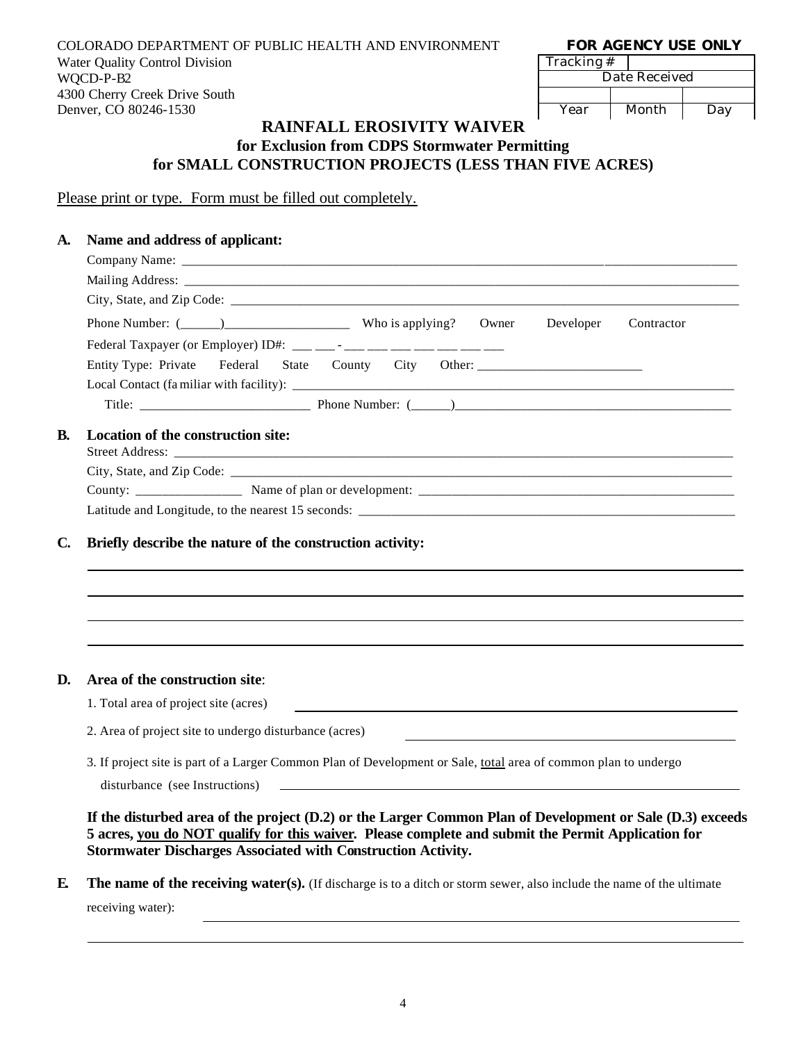COLORADO DEPARTMENT OF PUBLIC HEALTH AND ENVIRONMENT
Water Quality Control Division
WQCD-P-B2
4300 Cherry Creek Drive South
Denver, CO 80246-1530

**FOR AGENCY USE ONLY**

| Tracking # | | |
|---|---|---|
| Date Received | | |
| | | |
| Year | Month | Day |

# RAINFALL EROSIVITY WAIVER
## for Exclusion from CDPS Stormwater Permitting for SMALL CONSTRUCTION PROJECTS (LESS THAN FIVE ACRES)

Please print or type. Form must be filled out completely.

**A. Name and address of applicant:**

Company Name: ______________________________

Mailing Address: ______________________________

City, State, and Zip Code: ______________________________

Phone Number: (______)____________________ Who is applying? Owner Developer Contractor

Federal Taxpayer (or Employer) ID#: ___ ___ - ___ ___ ___ ___ ___ ___ ___

Entity Type: Private Federal State County City Other: ______________________

Local Contact (familiar with facility): ______________________________

Title: ______________________ Phone Number: (______)______________________

**B. Location of the construction site:**

Street Address: ______________________________

City, State, and Zip Code: ______________________________

County: ________________ Name of plan or development: ______________________

Latitude and Longitude, to the nearest 15 seconds: ______________________

**C. Briefly describe the nature of the construction activity:**

______________________________

______________________________

______________________________

______________________________

**D. Area of the construction site**:

1. Total area of project site (acres) ______________________

2. Area of project site to undergo disturbance (acres) ______________________

3. If project site is part of a Larger Common Plan of Development or Sale, total area of common plan to undergo disturbance (see Instructions) ______________________

**If the disturbed area of the project (D.2) or the Larger Common Plan of Development or Sale (D.3) exceeds 5 acres, you do NOT qualify for this waiver. Please complete and submit the Permit Application for Stormwater Discharges Associated with Construction Activity.**

**E. The name of the receiving water(s).** (If discharge is to a ditch or storm sewer, also include the name of the ultimate receiving water): ______________________

______________________________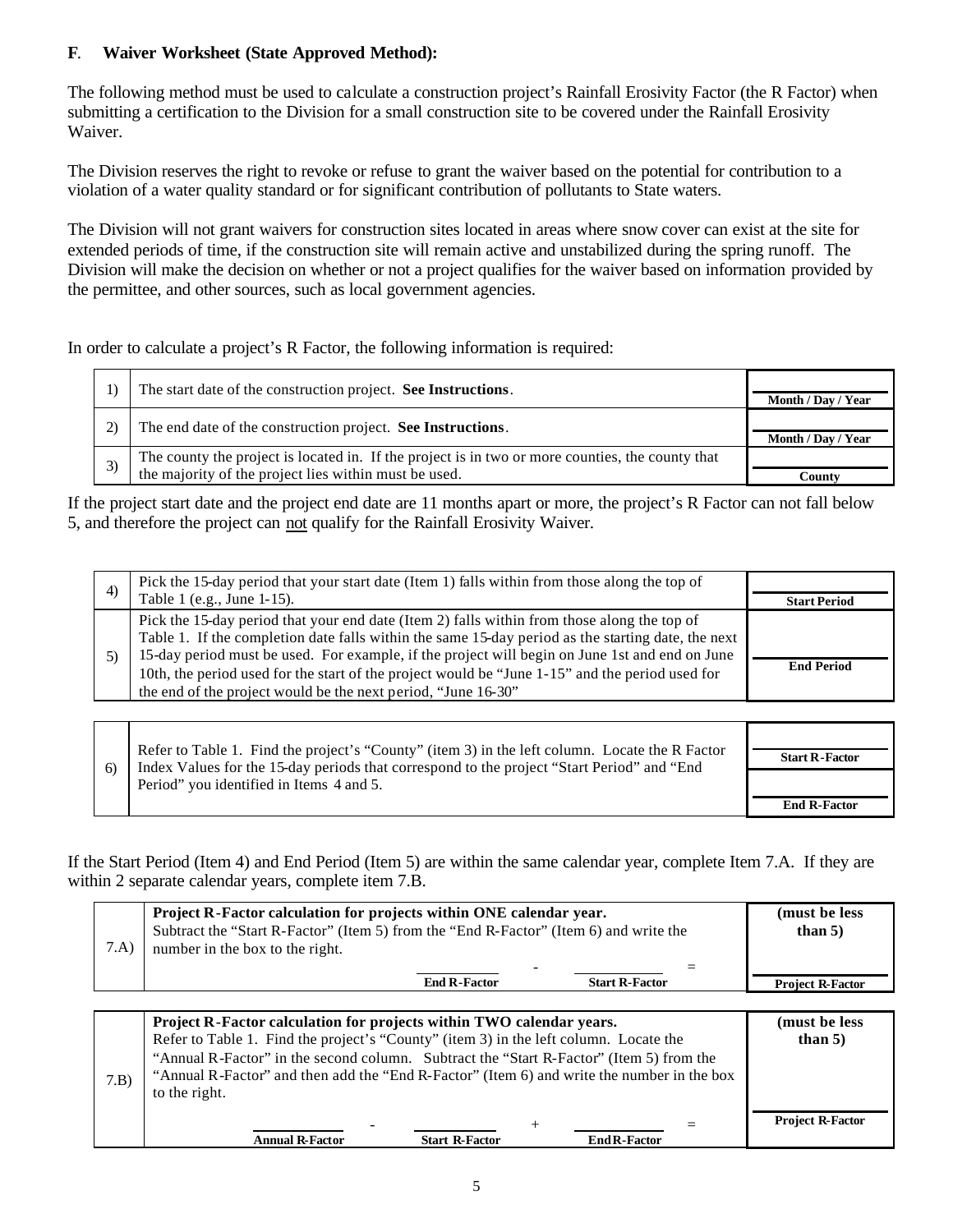**F**. **Waiver Worksheet (State Approved Method):**

The following method must be used to calculate a construction project's Rainfall Erosivity Factor (the R Factor) when submitting a certification to the Division for a small construction site to be covered under the Rainfall Erosivity Waiver.

The Division reserves the right to revoke or refuse to grant the waiver based on the potential for contribution to a violation of a water quality standard or for significant contribution of pollutants to State waters.

The Division will not grant waivers for construction sites located in areas where snow cover can exist at the site for extended periods of time, if the construction site will remain active and unstabilized during the spring runoff. The Division will make the decision on whether or not a project qualifies for the waiver based on information provided by the permittee, and other sources, such as local government agencies.

In order to calculate a project's R Factor, the following information is required:

| | | |
|---|---|---|
| 1) | The start date of the construction project. **See Instructions**. | ______ **Month / Day / Year** |
| 2) | The end date of the construction project. **See Instructions**. | ______ **Month / Day / Year** |
| 3) | The county the project is located in. If the project is in two or more counties, the county that the majority of the project lies within must be used. | ______ **County** |

If the project start date and the project end date are 11 months apart or more, the project's R Factor can not fall below 5, and therefore the project can not qualify for the Rainfall Erosivity Waiver.

| | | |
|---|---|---|
| 4) | Pick the 15-day period that your start date (Item 1) falls within from those along the top of Table 1 (e.g., June 1-15). | ______ **Start Period** |
| 5) | Pick the 15-day period that your end date (Item 2) falls within from those along the top of Table 1. If the completion date falls within the same 15-day period as the starting date, the next 15-day period must be used. For example, if the project will begin on June 1st and end on June 10th, the period used for the start of the project would be "June 1-15" and the period used for the end of the project would be the next period, "June 16-30" | ______ **End Period** |

| | | |
|---|---|---|
| 6) | Refer to Table 1. Find the project's "County" (item 3) in the left column. Locate the R Factor Index Values for the 15-day periods that correspond to the project "Start Period" and "End Period" you identified in Items 4 and 5. | ______ **Start R-Factor**<br>______ **End R-Factor** |

If the Start Period (Item 4) and End Period (Item 5) are within the same calendar year, complete Item 7.A. If they are within 2 separate calendar years, complete item 7.B.

| | | |
|---|---|---|
| 7.A) | **Project R-Factor calculation for projects within ONE calendar year.**<br>Subtract the "Start R-Factor" (Item 5) from the "End R-Factor" (Item 6) and write the number in the box to the right.<br>______ - ______ =<br>**End R-Factor** **Start R-Factor** | **(must be less than 5)**<br>______ **Project R-Factor** |
| 7.B) | **Project R-Factor calculation for projects within TWO calendar years.**<br>Refer to Table 1. Find the project's "County" (item 3) in the left column. Locate the "Annual R-Factor" in the second column. Subtract the "Start R-Factor" (Item 5) from the "Annual R-Factor" and then add the "End R-Factor" (Item 6) and write the number in the box to the right.<br>______ - ______ + ______ =<br>**Annual R-Factor** **Start R-Factor** **End R-Factor** | **(must be less than 5)**<br>______ **Project R-Factor** |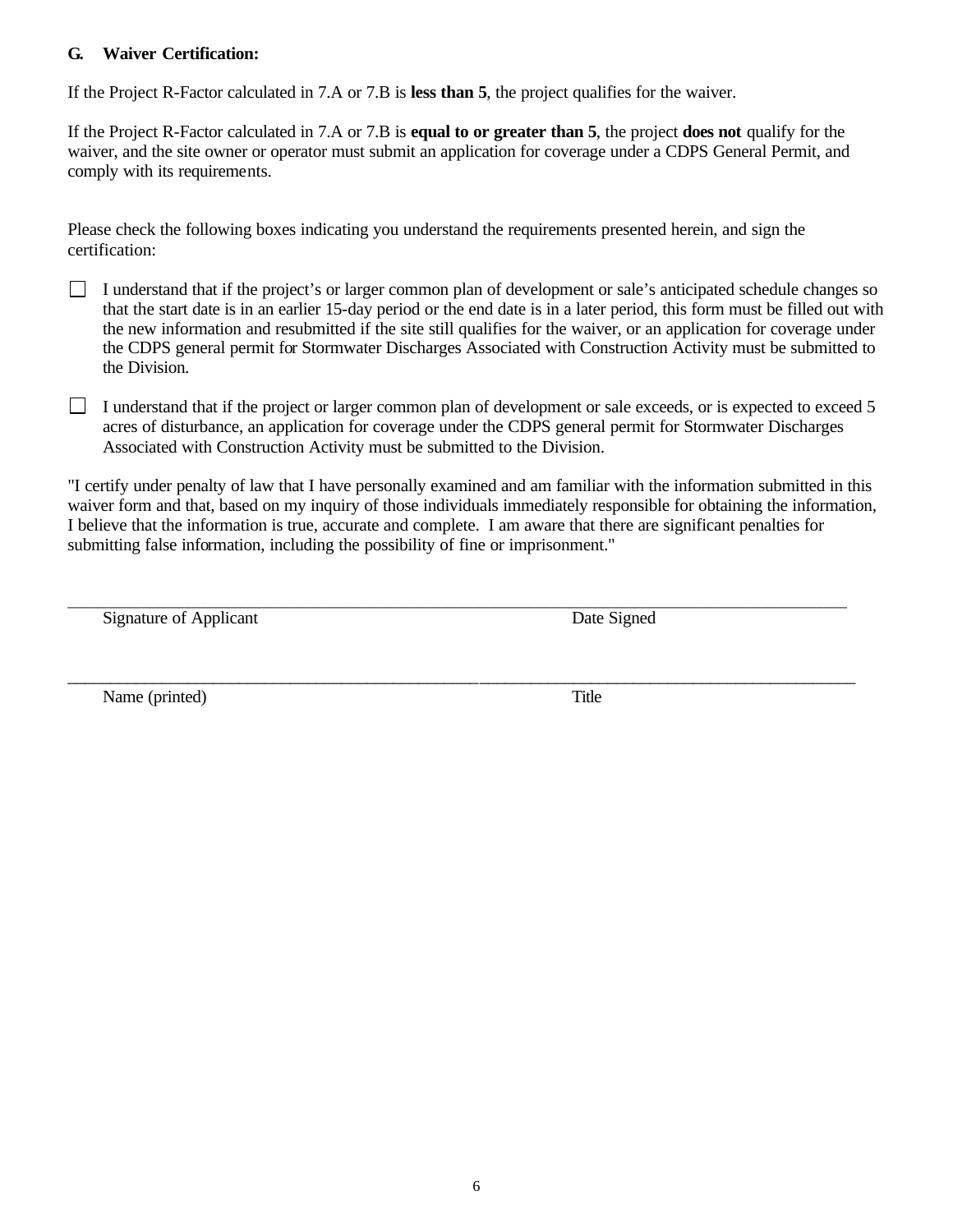**G. Waiver Certification:**

If the Project R-Factor calculated in 7.A or 7.B is **less than 5**, the project qualifies for the waiver.

If the Project R-Factor calculated in 7.A or 7.B is **equal to or greater than 5**, the project **does not** qualify for the waiver, and the site owner or operator must submit an application for coverage under a CDPS General Permit, and comply with its requirements.

Please check the following boxes indicating you understand the requirements presented herein, and sign the certification:

- ☐ I understand that if the project's or larger common plan of development or sale's anticipated schedule changes so that the start date is in an earlier 15-day period or the end date is in a later period, this form must be filled out with the new information and resubmitted if the site still qualifies for the waiver, or an application for coverage under the CDPS general permit for Stormwater Discharges Associated with Construction Activity must be submitted to the Division.

- ☐ I understand that if the project or larger common plan of development or sale exceeds, or is expected to exceed 5 acres of disturbance, an application for coverage under the CDPS general permit for Stormwater Discharges Associated with Construction Activity must be submitted to the Division.

"I certify under penalty of law that I have personally examined and am familiar with the information submitted in this waiver form and that, based on my inquiry of those individuals immediately responsible for obtaining the information, I believe that the information is true, accurate and complete. I am aware that there are significant penalties for submitting false information, including the possibility of fine or imprisonment."

\_\_\_\_\_\_\_\_\_\_\_\_\_\_\_\_\_\_\_\_\_\_\_\_\_\_\_\_\_\_\_\_\_\_\_\_\_\_\_\_\_\_\_\_\_\_\_\_\_\_\_\_\_\_\_\_\_\_\_\_\_\_\_\_\_\_\_\_\_\_\_\_\_\_\_\_\_\_\_\_\_\_\_\_\_\_\_\_

Signature of Applicant                                                    Date Signed

\_\_\_\_\_\_\_\_\_\_\_\_\_\_\_\_\_\_\_\_\_\_\_\_\_\_\_\_\_\_\_\_\_\_\_\_\_\_\_\_\_\_\_\_\_\_\_\_\_\_\_\_\_\_\_\_\_\_\_\_\_\_\_\_\_\_\_\_\_\_\_\_\_\_\_\_\_\_\_\_\_\_\_\_\_\_\_\_

Name (printed)                                                              Title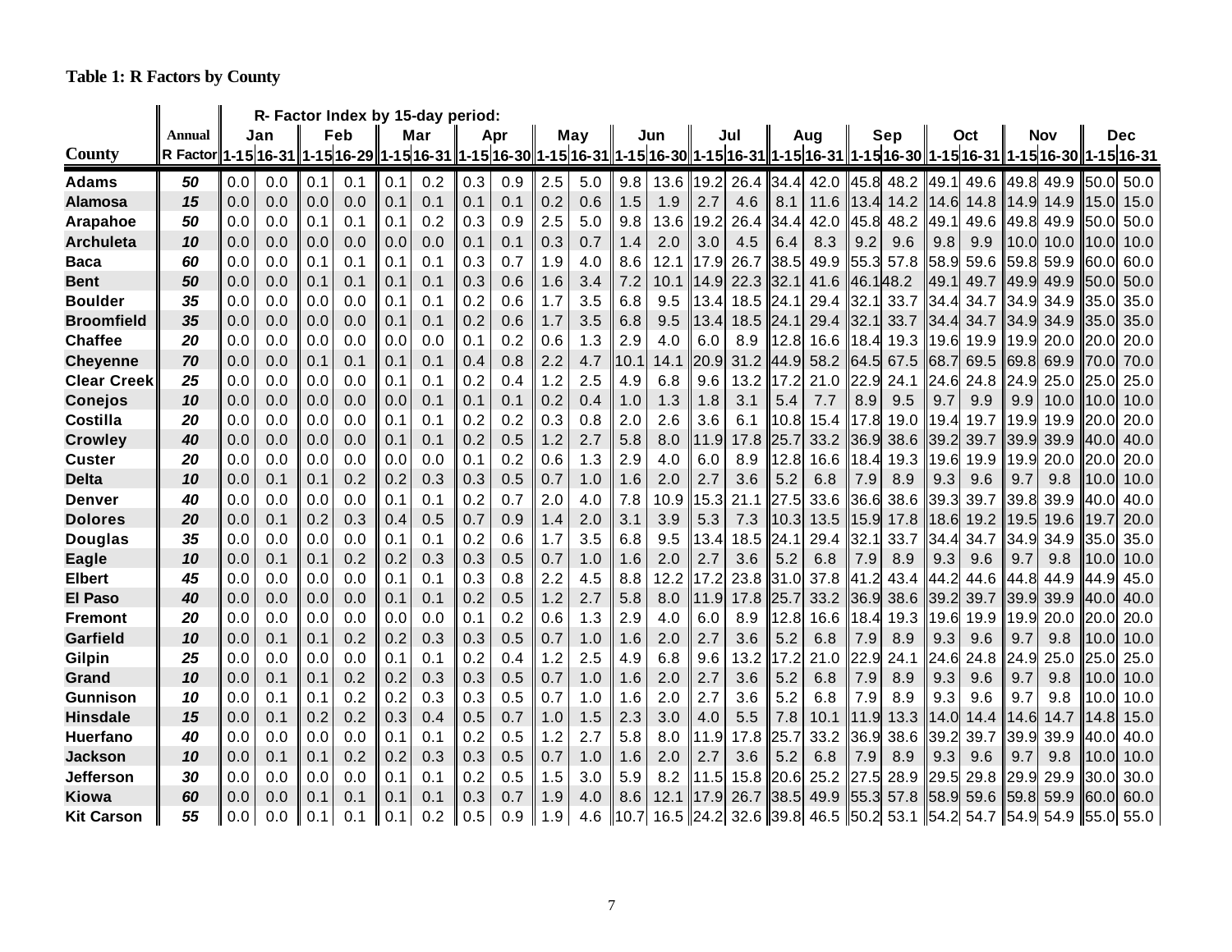**Table 1: R Factors by County**

| County | Annual R Factor | R- Factor Index by 15-day period: Jan 1-15 | Jan 16-31 | Feb 1-15 | Feb 16-29 | Mar 1-15 | Mar 16-31 | Apr 1-15 | Apr 16-30 | May 1-15 | May 16-31 | Jun 1-15 | Jun 16-30 | Jul 1-15 | Jul 16-31 | Aug 1-15 | Aug 16-31 | Sep 1-15 | Sep 16-30 | Oct 1-15 | Oct 16-31 | Nov 1-15 | Nov 16-30 | Dec 1-15 | Dec 16-31 |
|---|---|---|---|---|---|---|---|---|---|---|---|---|---|---|---|---|---|---|---|---|---|---|---|---|---|
| **Adams** | *50* | 0.0 | 0.0 | 0.1 | 0.1 | 0.1 | 0.2 | 0.3 | 0.9 | 2.5 | 5.0 | 9.8 | 13.6 | 19.2 | 26.4 | 34.4 | 42.0 | 45.8 | 48.2 | 49.1 | 49.6 | 49.8 | 49.9 | 50.0 | 50.0 |
| **Alamosa** | *15* | 0.0 | 0.0 | 0.0 | 0.0 | 0.1 | 0.1 | 0.1 | 0.1 | 0.2 | 0.6 | 1.5 | 1.9 | 2.7 | 4.6 | 8.1 | 11.6 | 13.4 | 14.2 | 14.6 | 14.8 | 14.9 | 14.9 | 15.0 | 15.0 |
| **Arapahoe** | *50* | 0.0 | 0.0 | 0.1 | 0.1 | 0.1 | 0.2 | 0.3 | 0.9 | 2.5 | 5.0 | 9.8 | 13.6 | 19.2 | 26.4 | 34.4 | 42.0 | 45.8 | 48.2 | 49.1 | 49.6 | 49.8 | 49.9 | 50.0 | 50.0 |
| **Archuleta** | *10* | 0.0 | 0.0 | 0.0 | 0.0 | 0.0 | 0.0 | 0.1 | 0.1 | 0.3 | 0.7 | 1.4 | 2.0 | 3.0 | 4.5 | 6.4 | 8.3 | 9.2 | 9.6 | 9.8 | 9.9 | 10.0 | 10.0 | 10.0 | 10.0 |
| **Baca** | *60* | 0.0 | 0.0 | 0.1 | 0.1 | 0.1 | 0.1 | 0.3 | 0.7 | 1.9 | 4.0 | 8.6 | 12.1 | 17.9 | 26.7 | 38.5 | 49.9 | 55.3 | 57.8 | 58.9 | 59.6 | 59.8 | 59.9 | 60.0 | 60.0 |
| **Bent** | *50* | 0.0 | 0.0 | 0.1 | 0.1 | 0.1 | 0.1 | 0.3 | 0.6 | 1.6 | 3.4 | 7.2 | 10.1 | 14.9 | 22.3 | 32.1 | 41.6 | 46.1 | 48.2 | 49.1 | 49.7 | 49.9 | 49.9 | 50.0 | 50.0 |
| **Boulder** | *35* | 0.0 | 0.0 | 0.0 | 0.0 | 0.1 | 0.1 | 0.2 | 0.6 | 1.7 | 3.5 | 6.8 | 9.5 | 13.4 | 18.5 | 24.1 | 29.4 | 32.1 | 33.7 | 34.4 | 34.7 | 34.9 | 34.9 | 35.0 | 35.0 |
| **Broomfield** | *35* | 0.0 | 0.0 | 0.0 | 0.0 | 0.1 | 0.1 | 0.2 | 0.6 | 1.7 | 3.5 | 6.8 | 9.5 | 13.4 | 18.5 | 24.1 | 29.4 | 32.1 | 33.7 | 34.4 | 34.7 | 34.9 | 34.9 | 35.0 | 35.0 |
| **Chaffee** | *20* | 0.0 | 0.0 | 0.0 | 0.0 | 0.0 | 0.0 | 0.1 | 0.2 | 0.6 | 1.3 | 2.9 | 4.0 | 6.0 | 8.9 | 12.8 | 16.6 | 18.4 | 19.3 | 19.6 | 19.9 | 19.9 | 20.0 | 20.0 | 20.0 |
| **Cheyenne** | *70* | 0.0 | 0.0 | 0.1 | 0.1 | 0.1 | 0.1 | 0.4 | 0.8 | 2.2 | 4.7 | 10.1 | 14.1 | 20.9 | 31.2 | 44.9 | 58.2 | 64.5 | 67.5 | 68.7 | 69.5 | 69.8 | 69.9 | 70.0 | 70.0 |
| **Clear Creek** | *25* | 0.0 | 0.0 | 0.0 | 0.0 | 0.1 | 0.1 | 0.2 | 0.4 | 1.2 | 2.5 | 4.9 | 6.8 | 9.6 | 13.2 | 17.2 | 21.0 | 22.9 | 24.1 | 24.6 | 24.8 | 24.9 | 25.0 | 25.0 | 25.0 |
| **Conejos** | *10* | 0.0 | 0.0 | 0.0 | 0.0 | 0.0 | 0.1 | 0.1 | 0.1 | 0.2 | 0.4 | 1.0 | 1.3 | 1.8 | 3.1 | 5.4 | 7.7 | 8.9 | 9.5 | 9.7 | 9.9 | 9.9 | 10.0 | 10.0 | 10.0 |
| **Costilla** | *20* | 0.0 | 0.0 | 0.0 | 0.0 | 0.1 | 0.1 | 0.2 | 0.2 | 0.3 | 0.8 | 2.0 | 2.6 | 3.6 | 6.1 | 10.8 | 15.4 | 17.8 | 19.0 | 19.4 | 19.7 | 19.9 | 19.9 | 20.0 | 20.0 |
| **Crowley** | *40* | 0.0 | 0.0 | 0.0 | 0.0 | 0.1 | 0.1 | 0.2 | 0.5 | 1.2 | 2.7 | 5.8 | 8.0 | 11.9 | 17.8 | 25.7 | 33.2 | 36.9 | 38.6 | 39.2 | 39.7 | 39.9 | 39.9 | 40.0 | 40.0 |
| **Custer** | *20* | 0.0 | 0.0 | 0.0 | 0.0 | 0.0 | 0.0 | 0.1 | 0.2 | 0.6 | 1.3 | 2.9 | 4.0 | 6.0 | 8.9 | 12.8 | 16.6 | 18.4 | 19.3 | 19.6 | 19.9 | 19.9 | 20.0 | 20.0 | 20.0 |
| **Delta** | *10* | 0.0 | 0.1 | 0.1 | 0.2 | 0.2 | 0.3 | 0.3 | 0.5 | 0.7 | 1.0 | 1.6 | 2.0 | 2.7 | 3.6 | 5.2 | 6.8 | 7.9 | 8.9 | 9.3 | 9.6 | 9.7 | 9.8 | 10.0 | 10.0 |
| **Denver** | *40* | 0.0 | 0.0 | 0.0 | 0.0 | 0.1 | 0.1 | 0.2 | 0.7 | 2.0 | 4.0 | 7.8 | 10.9 | 15.3 | 21.1 | 27.5 | 33.6 | 36.6 | 38.6 | 39.3 | 39.7 | 39.8 | 39.9 | 40.0 | 40.0 |
| **Dolores** | *20* | 0.0 | 0.1 | 0.2 | 0.3 | 0.4 | 0.5 | 0.7 | 0.9 | 1.4 | 2.0 | 3.1 | 3.9 | 5.3 | 7.3 | 10.3 | 13.5 | 15.9 | 17.8 | 18.6 | 19.2 | 19.5 | 19.6 | 19.7 | 20.0 |
| **Douglas** | *35* | 0.0 | 0.0 | 0.0 | 0.0 | 0.1 | 0.1 | 0.2 | 0.6 | 1.7 | 3.5 | 6.8 | 9.5 | 13.4 | 18.5 | 24.1 | 29.4 | 32.1 | 33.7 | 34.4 | 34.7 | 34.9 | 34.9 | 35.0 | 35.0 |
| **Eagle** | *10* | 0.0 | 0.1 | 0.1 | 0.2 | 0.2 | 0.3 | 0.3 | 0.5 | 0.7 | 1.0 | 1.6 | 2.0 | 2.7 | 3.6 | 5.2 | 6.8 | 7.9 | 8.9 | 9.3 | 9.6 | 9.7 | 9.8 | 10.0 | 10.0 |
| **Elbert** | *45* | 0.0 | 0.0 | 0.0 | 0.0 | 0.1 | 0.1 | 0.3 | 0.8 | 2.2 | 4.5 | 8.8 | 12.2 | 17.2 | 23.8 | 31.0 | 37.8 | 41.2 | 43.4 | 44.2 | 44.6 | 44.8 | 44.9 | 44.9 | 45.0 |
| **El Paso** | *40* | 0.0 | 0.0 | 0.0 | 0.0 | 0.1 | 0.1 | 0.2 | 0.5 | 1.2 | 2.7 | 5.8 | 8.0 | 11.9 | 17.8 | 25.7 | 33.2 | 36.9 | 38.6 | 39.2 | 39.7 | 39.9 | 39.9 | 40.0 | 40.0 |
| **Fremont** | *20* | 0.0 | 0.0 | 0.0 | 0.0 | 0.0 | 0.0 | 0.1 | 0.2 | 0.6 | 1.3 | 2.9 | 4.0 | 6.0 | 8.9 | 12.8 | 16.6 | 18.4 | 19.3 | 19.6 | 19.9 | 19.9 | 20.0 | 20.0 | 20.0 |
| **Garfield** | *10* | 0.0 | 0.1 | 0.1 | 0.2 | 0.2 | 0.3 | 0.3 | 0.5 | 0.7 | 1.0 | 1.6 | 2.0 | 2.7 | 3.6 | 5.2 | 6.8 | 7.9 | 8.9 | 9.3 | 9.6 | 9.7 | 9.8 | 10.0 | 10.0 |
| **Gilpin** | *25* | 0.0 | 0.0 | 0.0 | 0.0 | 0.1 | 0.1 | 0.2 | 0.4 | 1.2 | 2.5 | 4.9 | 6.8 | 9.6 | 13.2 | 17.2 | 21.0 | 22.9 | 24.1 | 24.6 | 24.8 | 24.9 | 25.0 | 25.0 | 25.0 |
| **Grand** | *10* | 0.0 | 0.1 | 0.1 | 0.2 | 0.2 | 0.3 | 0.3 | 0.5 | 0.7 | 1.0 | 1.6 | 2.0 | 2.7 | 3.6 | 5.2 | 6.8 | 7.9 | 8.9 | 9.3 | 9.6 | 9.7 | 9.8 | 10.0 | 10.0 |
| **Gunnison** | *10* | 0.0 | 0.1 | 0.1 | 0.2 | 0.2 | 0.3 | 0.3 | 0.5 | 0.7 | 1.0 | 1.6 | 2.0 | 2.7 | 3.6 | 5.2 | 6.8 | 7.9 | 8.9 | 9.3 | 9.6 | 9.7 | 9.8 | 10.0 | 10.0 |
| **Hinsdale** | *15* | 0.0 | 0.1 | 0.2 | 0.2 | 0.3 | 0.4 | 0.5 | 0.7 | 1.0 | 1.5 | 2.3 | 3.0 | 4.0 | 5.5 | 7.8 | 10.1 | 11.9 | 13.3 | 14.0 | 14.4 | 14.6 | 14.7 | 14.8 | 15.0 |
| **Huerfano** | *40* | 0.0 | 0.0 | 0.0 | 0.0 | 0.1 | 0.1 | 0.2 | 0.5 | 1.2 | 2.7 | 5.8 | 8.0 | 11.9 | 17.8 | 25.7 | 33.2 | 36.9 | 38.6 | 39.2 | 39.7 | 39.9 | 39.9 | 40.0 | 40.0 |
| **Jackson** | *10* | 0.0 | 0.1 | 0.1 | 0.2 | 0.2 | 0.3 | 0.3 | 0.5 | 0.7 | 1.0 | 1.6 | 2.0 | 2.7 | 3.6 | 5.2 | 6.8 | 7.9 | 8.9 | 9.3 | 9.6 | 9.7 | 9.8 | 10.0 | 10.0 |
| **Jefferson** | *30* | 0.0 | 0.0 | 0.0 | 0.0 | 0.1 | 0.1 | 0.2 | 0.5 | 1.5 | 3.0 | 5.9 | 8.2 | 11.5 | 15.8 | 20.6 | 25.2 | 27.5 | 28.9 | 29.5 | 29.8 | 29.9 | 29.9 | 30.0 | 30.0 |
| **Kiowa** | *60* | 0.0 | 0.0 | 0.1 | 0.1 | 0.1 | 0.1 | 0.3 | 0.7 | 1.9 | 4.0 | 8.6 | 12.1 | 17.9 | 26.7 | 38.5 | 49.9 | 55.3 | 57.8 | 58.9 | 59.6 | 59.8 | 59.9 | 60.0 | 60.0 |
| **Kit Carson** | *55* | 0.0 | 0.0 | 0.1 | 0.1 | 0.1 | 0.2 | 0.5 | 0.9 | 1.9 | 4.6 | 10.7 | 16.5 | 24.2 | 32.6 | 39.8 | 46.5 | 50.2 | 53.1 | 54.2 | 54.7 | 54.9 | 54.9 | 55.0 | 55.0 |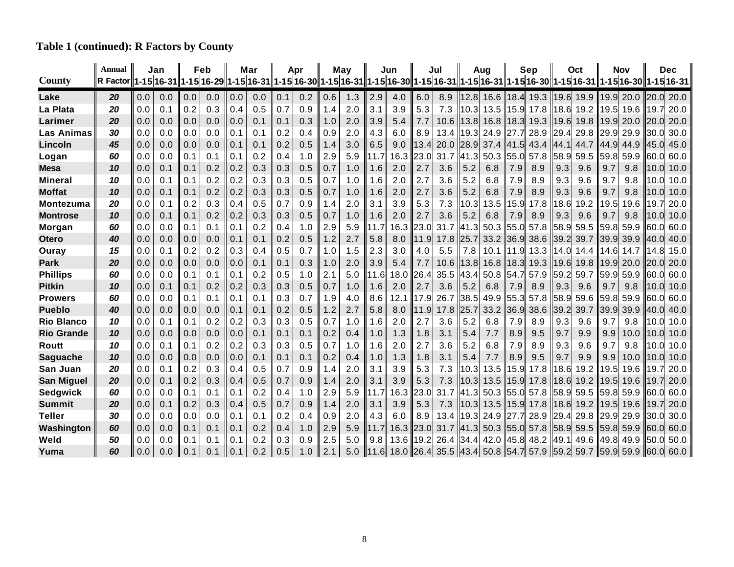**Table 1 (continued): R Factors by County**

| County | Annual R Factor | Jan | | Feb | | Mar | | Apr | | May | | Jun | | Jul | | Aug | | Sep | | Oct | | Nov | | Dec | |
|---|---|---|---|---|---|---|---|---|---|---|---|---|---|---|---|---|---|---|---|---|---|---|---|---|---|
| | | 1-15 | 16-31 | 1-15 | 16-29 | 1-15 | 16-31 | 1-15 | 16-30 | 1-15 | 16-31 | 1-15 | 16-30 | 1-15 | 16-31 | 1-15 | 16-31 | 1-15 | 16-30 | 1-15 | 16-31 | 1-15 | 16-30 | 1-15 | 16-31 |
| **Lake** | ***20*** | 0.0 | 0.0 | 0.0 | 0.0 | 0.0 | 0.0 | 0.1 | 0.2 | 0.6 | 1.3 | 2.9 | 4.0 | 6.0 | 8.9 | 12.8 | 16.6 | 18.4 | 19.3 | 19.6 | 19.9 | 19.9 | 20.0 | 20.0 | 20.0 |
| **La Plata** | ***20*** | 0.0 | 0.1 | 0.2 | 0.3 | 0.4 | 0.5 | 0.7 | 0.9 | 1.4 | 2.0 | 3.1 | 3.9 | 5.3 | 7.3 | 10.3 | 13.5 | 15.9 | 17.8 | 18.6 | 19.2 | 19.5 | 19.6 | 19.7 | 20.0 |
| **Larimer** | ***20*** | 0.0 | 0.0 | 0.0 | 0.0 | 0.0 | 0.1 | 0.1 | 0.3 | 1.0 | 2.0 | 3.9 | 5.4 | 7.7 | 10.6 | 13.8 | 16.8 | 18.3 | 19.3 | 19.6 | 19.8 | 19.9 | 20.0 | 20.0 | 20.0 |
| **Las Animas** | ***30*** | 0.0 | 0.0 | 0.0 | 0.0 | 0.1 | 0.1 | 0.2 | 0.4 | 0.9 | 2.0 | 4.3 | 6.0 | 8.9 | 13.4 | 19.3 | 24.9 | 27.7 | 28.9 | 29.4 | 29.8 | 29.9 | 29.9 | 30.0 | 30.0 |
| **Lincoln** | ***45*** | 0.0 | 0.0 | 0.0 | 0.0 | 0.1 | 0.1 | 0.2 | 0.5 | 1.4 | 3.0 | 6.5 | 9.0 | 13.4 | 20.0 | 28.9 | 37.4 | 41.5 | 43.4 | 44.1 | 44.7 | 44.9 | 44.9 | 45.0 | 45.0 |
| **Logan** | ***60*** | 0.0 | 0.0 | 0.1 | 0.1 | 0.1 | 0.2 | 0.4 | 1.0 | 2.9 | 5.9 | 11.7 | 16.3 | 23.0 | 31.7 | 41.3 | 50.3 | 55.0 | 57.8 | 58.9 | 59.5 | 59.8 | 59.9 | 60.0 | 60.0 |
| **Mesa** | ***10*** | 0.0 | 0.1 | 0.1 | 0.2 | 0.2 | 0.3 | 0.3 | 0.5 | 0.7 | 1.0 | 1.6 | 2.0 | 2.7 | 3.6 | 5.2 | 6.8 | 7.9 | 8.9 | 9.3 | 9.6 | 9.7 | 9.8 | 10.0 | 10.0 |
| **Mineral** | ***10*** | 0.0 | 0.1 | 0.1 | 0.2 | 0.2 | 0.3 | 0.3 | 0.5 | 0.7 | 1.0 | 1.6 | 2.0 | 2.7 | 3.6 | 5.2 | 6.8 | 7.9 | 8.9 | 9.3 | 9.6 | 9.7 | 9.8 | 10.0 | 10.0 |
| **Moffat** | ***10*** | 0.0 | 0.1 | 0.1 | 0.2 | 0.2 | 0.3 | 0.3 | 0.5 | 0.7 | 1.0 | 1.6 | 2.0 | 2.7 | 3.6 | 5.2 | 6.8 | 7.9 | 8.9 | 9.3 | 9.6 | 9.7 | 9.8 | 10.0 | 10.0 |
| **Montezuma** | ***20*** | 0.0 | 0.1 | 0.2 | 0.3 | 0.4 | 0.5 | 0.7 | 0.9 | 1.4 | 2.0 | 3.1 | 3.9 | 5.3 | 7.3 | 10.3 | 13.5 | 15.9 | 17.8 | 18.6 | 19.2 | 19.5 | 19.6 | 19.7 | 20.0 |
| **Montrose** | ***10*** | 0.0 | 0.1 | 0.1 | 0.2 | 0.2 | 0.3 | 0.3 | 0.5 | 0.7 | 1.0 | 1.6 | 2.0 | 2.7 | 3.6 | 5.2 | 6.8 | 7.9 | 8.9 | 9.3 | 9.6 | 9.7 | 9.8 | 10.0 | 10.0 |
| **Morgan** | ***60*** | 0.0 | 0.0 | 0.1 | 0.1 | 0.1 | 0.2 | 0.4 | 1.0 | 2.9 | 5.9 | 11.7 | 16.3 | 23.0 | 31.7 | 41.3 | 50.3 | 55.0 | 57.8 | 58.9 | 59.5 | 59.8 | 59.9 | 60.0 | 60.0 |
| **Otero** | ***40*** | 0.0 | 0.0 | 0.0 | 0.0 | 0.1 | 0.1 | 0.2 | 0.5 | 1.2 | 2.7 | 5.8 | 8.0 | 11.9 | 17.8 | 25.7 | 33.2 | 36.9 | 38.6 | 39.2 | 39.7 | 39.9 | 39.9 | 40.0 | 40.0 |
| **Ouray** | ***15*** | 0.0 | 0.1 | 0.2 | 0.2 | 0.3 | 0.4 | 0.5 | 0.7 | 1.0 | 1.5 | 2.3 | 3.0 | 4.0 | 5.5 | 7.8 | 10.1 | 11.9 | 13.3 | 14.0 | 14.4 | 14.6 | 14.7 | 14.8 | 15.0 |
| **Park** | ***20*** | 0.0 | 0.0 | 0.0 | 0.0 | 0.0 | 0.1 | 0.1 | 0.3 | 1.0 | 2.0 | 3.9 | 5.4 | 7.7 | 10.6 | 13.8 | 16.8 | 18.3 | 19.3 | 19.6 | 19.8 | 19.9 | 20.0 | 20.0 | 20.0 |
| **Phillips** | ***60*** | 0.0 | 0.0 | 0.1 | 0.1 | 0.1 | 0.2 | 0.5 | 1.0 | 2.1 | 5.0 | 11.6 | 18.0 | 26.4 | 35.5 | 43.4 | 50.8 | 54.7 | 57.9 | 59.2 | 59.7 | 59.9 | 59.9 | 60.0 | 60.0 |
| **Pitkin** | ***10*** | 0.0 | 0.1 | 0.1 | 0.2 | 0.2 | 0.3 | 0.3 | 0.5 | 0.7 | 1.0 | 1.6 | 2.0 | 2.7 | 3.6 | 5.2 | 6.8 | 7.9 | 8.9 | 9.3 | 9.6 | 9.7 | 9.8 | 10.0 | 10.0 |
| **Prowers** | ***60*** | 0.0 | 0.0 | 0.1 | 0.1 | 0.1 | 0.1 | 0.3 | 0.7 | 1.9 | 4.0 | 8.6 | 12.1 | 17.9 | 26.7 | 38.5 | 49.9 | 55.3 | 57.8 | 58.9 | 59.6 | 59.8 | 59.9 | 60.0 | 60.0 |
| **Pueblo** | ***40*** | 0.0 | 0.0 | 0.0 | 0.0 | 0.1 | 0.1 | 0.2 | 0.5 | 1.2 | 2.7 | 5.8 | 8.0 | 11.9 | 17.8 | 25.7 | 33.2 | 36.9 | 38.6 | 39.2 | 39.7 | 39.9 | 39.9 | 40.0 | 40.0 |
| **Rio Blanco** | ***10*** | 0.0 | 0.1 | 0.1 | 0.2 | 0.2 | 0.3 | 0.3 | 0.5 | 0.7 | 1.0 | 1.6 | 2.0 | 2.7 | 3.6 | 5.2 | 6.8 | 7.9 | 8.9 | 9.3 | 9.6 | 9.7 | 9.8 | 10.0 | 10.0 |
| **Rio Grande** | ***10*** | 0.0 | 0.0 | 0.0 | 0.0 | 0.0 | 0.1 | 0.1 | 0.1 | 0.2 | 0.4 | 1.0 | 1.3 | 1.8 | 3.1 | 5.4 | 7.7 | 8.9 | 9.5 | 9.7 | 9.9 | 9.9 | 10.0 | 10.0 | 10.0 |
| **Routt** | ***10*** | 0.0 | 0.1 | 0.1 | 0.2 | 0.2 | 0.3 | 0.3 | 0.5 | 0.7 | 1.0 | 1.6 | 2.0 | 2.7 | 3.6 | 5.2 | 6.8 | 7.9 | 8.9 | 9.3 | 9.6 | 9.7 | 9.8 | 10.0 | 10.0 |
| **Saguache** | ***10*** | 0.0 | 0.0 | 0.0 | 0.0 | 0.0 | 0.1 | 0.1 | 0.1 | 0.2 | 0.4 | 1.0 | 1.3 | 1.8 | 3.1 | 5.4 | 7.7 | 8.9 | 9.5 | 9.7 | 9.9 | 9.9 | 10.0 | 10.0 | 10.0 |
| **San Juan** | ***20*** | 0.0 | 0.1 | 0.2 | 0.3 | 0.4 | 0.5 | 0.7 | 0.9 | 1.4 | 2.0 | 3.1 | 3.9 | 5.3 | 7.3 | 10.3 | 13.5 | 15.9 | 17.8 | 18.6 | 19.2 | 19.5 | 19.6 | 19.7 | 20.0 |
| **San Miguel** | ***20*** | 0.0 | 0.1 | 0.2 | 0.3 | 0.4 | 0.5 | 0.7 | 0.9 | 1.4 | 2.0 | 3.1 | 3.9 | 5.3 | 7.3 | 10.3 | 13.5 | 15.9 | 17.8 | 18.6 | 19.2 | 19.5 | 19.6 | 19.7 | 20.0 |
| **Sedgwick** | ***60*** | 0.0 | 0.0 | 0.1 | 0.1 | 0.1 | 0.2 | 0.4 | 1.0 | 2.9 | 5.9 | 11.7 | 16.3 | 23.0 | 31.7 | 41.3 | 50.3 | 55.0 | 57.8 | 58.9 | 59.5 | 59.8 | 59.9 | 60.0 | 60.0 |
| **Summit** | ***20*** | 0.0 | 0.1 | 0.2 | 0.3 | 0.4 | 0.5 | 0.7 | 0.9 | 1.4 | 2.0 | 3.1 | 3.9 | 5.3 | 7.3 | 10.3 | 13.5 | 15.9 | 17.8 | 18.6 | 19.2 | 19.5 | 19.6 | 19.7 | 20.0 |
| **Teller** | ***30*** | 0.0 | 0.0 | 0.0 | 0.0 | 0.1 | 0.1 | 0.2 | 0.4 | 0.9 | 2.0 | 4.3 | 6.0 | 8.9 | 13.4 | 19.3 | 24.9 | 27.7 | 28.9 | 29.4 | 29.8 | 29.9 | 29.9 | 30.0 | 30.0 |
| **Washington** | ***60*** | 0.0 | 0.0 | 0.1 | 0.1 | 0.1 | 0.2 | 0.4 | 1.0 | 2.9 | 5.9 | 11.7 | 16.3 | 23.0 | 31.7 | 41.3 | 50.3 | 55.0 | 57.8 | 58.9 | 59.5 | 59.8 | 59.9 | 60.0 | 60.0 |
| **Weld** | ***50*** | 0.0 | 0.0 | 0.1 | 0.1 | 0.1 | 0.2 | 0.3 | 0.9 | 2.5 | 5.0 | 9.8 | 13.6 | 19.2 | 26.4 | 34.4 | 42.0 | 45.8 | 48.2 | 49.1 | 49.6 | 49.8 | 49.9 | 50.0 | 50.0 |
| **Yuma** | ***60*** | 0.0 | 0.0 | 0.1 | 0.1 | 0.1 | 0.2 | 0.5 | 1.0 | 2.1 | 5.0 | 11.6 | 18.0 | 26.4 | 35.5 | 43.4 | 50.8 | 54.7 | 57.9 | 59.2 | 59.7 | 59.9 | 59.9 | 60.0 | 60.0 |